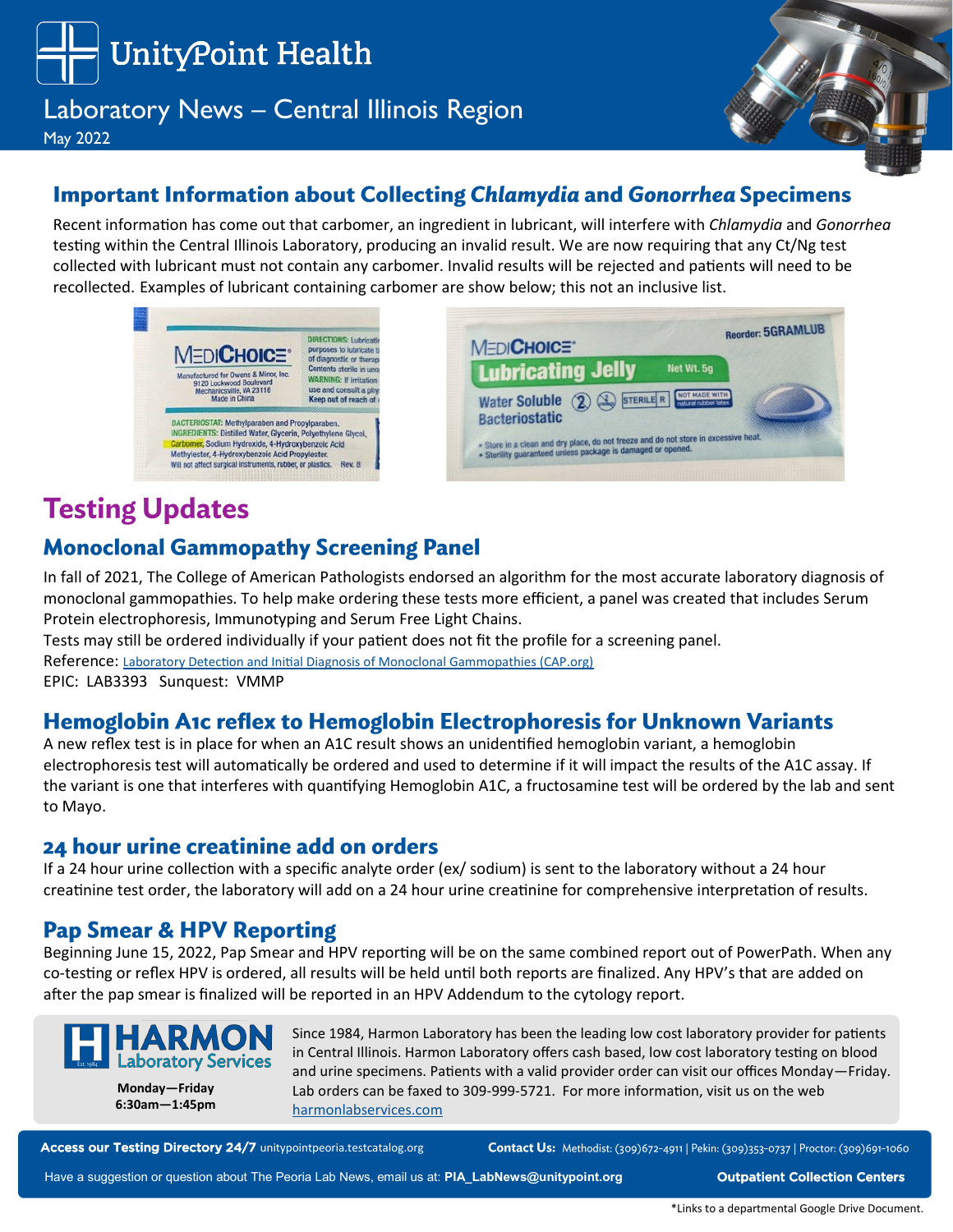# UnityPoint Health

## Laboratory News – Central Illinois Region

May 2022

## Important Information about Collecting *Chlamydia* and *Gonorrhea* Specimens

Recent information has come out that carbomer, an ingredient in lubricant, will interfere with *Chlamydia* and *Gonorrhea* testing within the Central Illinois Laboratory, producing an invalid result. We are now requiring that any Ct/Ng test collected with lubricant must not contain any carbomer. Invalid results will be rejected and patients will need to be recollected. Examples of lubricant containing carbomer are show below; this not an inclusive list.

# Testing Updates

## Monoclonal Gammopathy Screening Panel

In fall of 2021, The College of American Pathologists endorsed an algorithm for the most accurate laboratory diagnosis of monoclonal gammopathies. To help make ordering these tests more efficient, a panel was created that includes Serum Protein electrophoresis, Immunotyping and Serum Free Light Chains.

Tests may still be ordered individually if your patient does not fit the profile for a screening panel.

Reference: Laboratory Detection and Initial Diagnosis of Monoclonal Gammopathies (CAP.org)

EPIC: LAB3393 Sunquest: VMMP

## Hemoglobin A1c reflex to Hemoglobin Electrophoresis for Unknown Variants

A new reflex test is in place for when an A1C result shows an unidentified hemoglobin variant, a hemoglobin electrophoresis test will automatically be ordered and used to determine if it will impact the results of the A1C assay. If the variant is one that interferes with quantifying Hemoglobin A1C, a fructosamine test will be ordered by the lab and sent to Mayo.

## 24 hour urine creatinine add on orders

If a 24 hour urine collection with a specific analyte order (ex/ sodium) is sent to the laboratory without a 24 hour creatinine test order, the laboratory will add on a 24 hour urine creatinine for comprehensive interpretation of results.

## Pap Smear & HPV Reporting

Beginning June 15, 2022, Pap Smear and HPV reporting will be on the same combined report out of PowerPath. When any co-testing or reflex HPV is ordered, all results will be held until both reports are finalized. Any HPV's that are added on after the pap smear is finalized will be reported in an HPV Addendum to the cytology report.

**HARMON Laboratory Services**

**Monday—Friday**
**6:30am—1:45pm**

Since 1984, Harmon Laboratory has been the leading low cost laboratory provider for patients in Central Illinois. Harmon Laboratory offers cash based, low cost laboratory testing on blood and urine specimens. Patients with a valid provider order can visit our offices Monday—Friday. Lab orders can be faxed to 309-999-5721. For more information, visit us on the web harmonlabservices.com

**Access our Testing Directory 24/7** unitypointpeoria.testcatalog.org

**Contact Us:** Methodist: (309)672-4911 | Pekin: (309)353-0737 | Proctor: (309)691-1060

Have a suggestion or question about The Peoria Lab News, email us at: **PIA_LabNews@unitypoint.org**

**Outpatient Collection Centers**

*Links to a departmental Google Drive Document.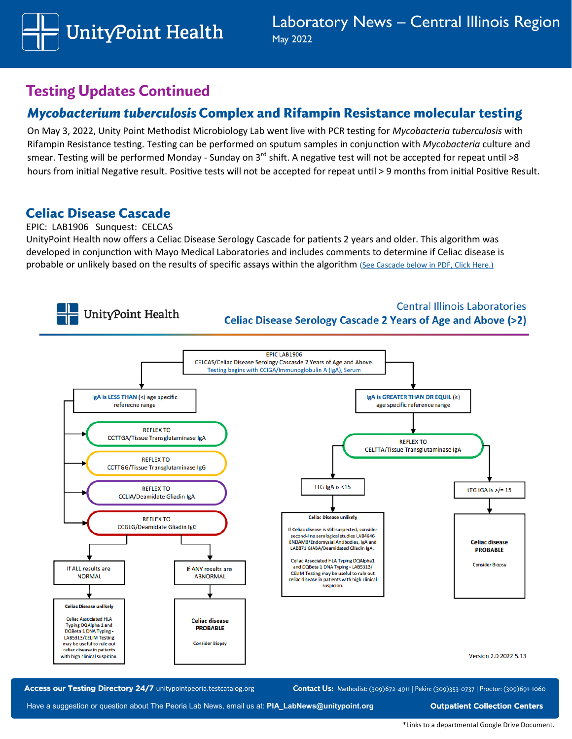## Testing Updates Continued

### *Mycobacterium tuberculosis* Complex and Rifampin Resistance molecular testing

On May 3, 2022, Unity Point Methodist Microbiology Lab went live with PCR testing for *Mycobacteria tuberculosis* with Rifampin Resistance testing. Testing can be performed on sputum samples in conjunction with *Mycobacteria* culture and smear. Testing will be performed Monday - Sunday on 3rd shift. A negative test will not be accepted for repeat until >8 hours from initial Negative result. Positive tests will not be accepted for repeat until > 9 months from initial Positive Result.

### Celiac Disease Cascade

EPIC: LAB1906 Sunquest: CELCAS

UnityPoint Health now offers a Celiac Disease Serology Cascade for patients 2 years and older. This algorithm was developed in conjunction with Mayo Medical Laboratories and includes comments to determine if Celiac disease is probable or unlikely based on the results of specific assays within the algorithm (See Cascade below in PDF, Click Here.)

UnityPoint Health

Central Illinois Laboratories

**Celiac Disease Serology Cascade 2 Years of Age and Above (>2)**

EPIC LAB1906
CELCAS/Celiac Disease Serology Cascade 2 Years of Age and Above.
Testing begins with CCIGA/Immunoglobulin A (IgA), Serum

IgA is LESS THAN (<) age specific referecne range

REFLEX TO CCTTGA/Tissue Transglutaminase IgA

REFLEX TO CCTTGG/Tissue Transglutaminase IgG

REFLEX TO CCLIA/Deamidate Gliadin IgA

REFLEX TO CCGLG/Deamidate Gliadin IgG

If ALL results are NORMAL

Celiac Disease unlikely

Celiac Associated HLA Typing DQAlpha 1 and DQBeta 1 DNA Typing - LAB5313/CELIM Testing may be useful to rule out celiac disease in patients with high clinical suspicion.

If ANY results are ABNORMAL

Celiac disease PROBABLE

Consider Biopsy

IgA is GREATER THAN OR EQUIL (≥) age specific reference range

REFLEX TO CELTTA/Tissue Transglutaminase IgA

tTG IgA is <15

Celiac Disease unlikely

If Celiac disease is still suspected, consider second-line serological studies LAB4646 ENDAMB/Endomysial Antibodies, IgA and LAB871 GIABA/Deamidated Gliadin IgA.

Celiac Associated HLA Typing DQAlpha1 and DQBeta 1 DNA Typing - LAB5313/ CELIM Testing may be useful to rule out celiac disease in patients with high clinical suspicion.

tTG IGA is >/= 15

Celiac disease PROBABLE

Consider Biopsy

Version 2.0 2022.5.13

**Access our Testing Directory 24/7** unitypointpeoria.testcatalog.org

**Contact Us:** Methodist: (309)672-4911 | Pekin: (309)353-0737 | Proctor: (309)691-1060

Have a suggestion or question about The Peoria Lab News, email us at: **PIA_LabNews@unitypoint.org**

**Outpatient Collection Centers**

*Links to a departmental Google Drive Document.